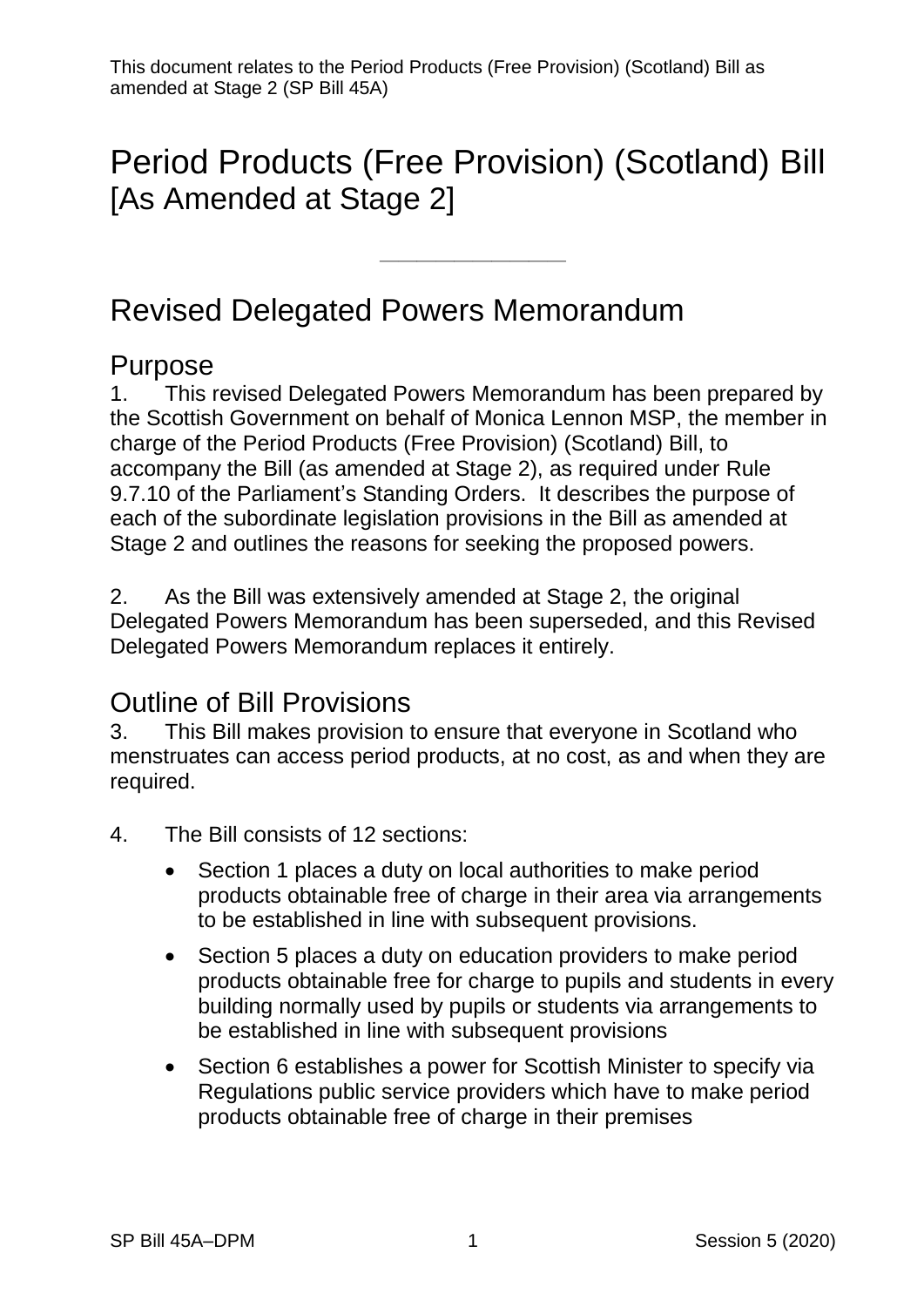This document relates to the Period Products (Free Provision) (Scotland) Bill as amended at Stage 2 (SP Bill 45A)

# Period Products (Free Provision) (Scotland) Bill [As Amended at Stage 2]

---

# Revised Delegated Powers Memorandum

## Purpose

1. This revised Delegated Powers Memorandum has been prepared by the Scottish Government on behalf of Monica Lennon MSP, the member in charge of the Period Products (Free Provision) (Scotland) Bill, to accompany the Bill (as amended at Stage 2), as required under Rule 9.7.10 of the Parliament's Standing Orders. It describes the purpose of each of the subordinate legislation provisions in the Bill as amended at Stage 2 and outlines the reasons for seeking the proposed powers.

2. As the Bill was extensively amended at Stage 2, the original Delegated Powers Memorandum has been superseded, and this Revised Delegated Powers Memorandum replaces it entirely.

## Outline of Bill Provisions

3. This Bill makes provision to ensure that everyone in Scotland who menstruates can access period products, at no cost, as and when they are required.

4. The Bill consists of 12 sections:

- Section 1 places a duty on local authorities to make period products obtainable free of charge in their area via arrangements to be established in line with subsequent provisions.
- Section 5 places a duty on education providers to make period products obtainable free for charge to pupils and students in every building normally used by pupils or students via arrangements to be established in line with subsequent provisions
- Section 6 establishes a power for Scottish Minister to specify via Regulations public service providers which have to make period products obtainable free of charge in their premises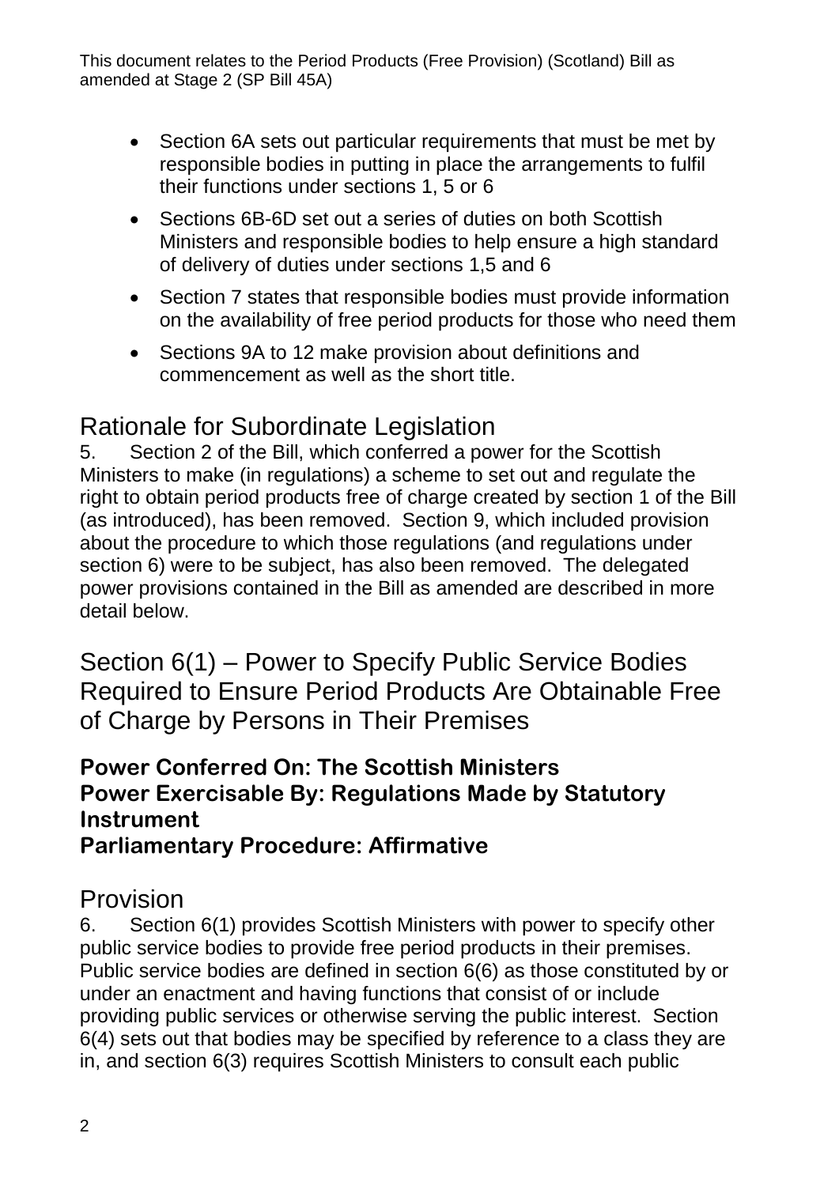- Section 6A sets out particular requirements that must be met by responsible bodies in putting in place the arrangements to fulfil their functions under sections 1, 5 or 6
- Sections 6B-6D set out a series of duties on both Scottish Ministers and responsible bodies to help ensure a high standard of delivery of duties under sections 1,5 and 6
- Section 7 states that responsible bodies must provide information on the availability of free period products for those who need them
- Sections 9A to 12 make provision about definitions and commencement as well as the short title.

## Rationale for Subordinate Legislation

5. Section 2 of the Bill, which conferred a power for the Scottish Ministers to make (in regulations) a scheme to set out and regulate the right to obtain period products free of charge created by section 1 of the Bill (as introduced), has been removed. Section 9, which included provision about the procedure to which those regulations (and regulations under section 6) were to be subject, has also been removed. The delegated power provisions contained in the Bill as amended are described in more detail below.

## Section 6(1) – Power to Specify Public Service Bodies Required to Ensure Period Products Are Obtainable Free of Charge by Persons in Their Premises

**Power Conferred On: The Scottish Ministers**
**Power Exercisable By: Regulations Made by Statutory Instrument**
**Parliamentary Procedure: Affirmative**

## Provision

6. Section 6(1) provides Scottish Ministers with power to specify other public service bodies to provide free period products in their premises. Public service bodies are defined in section 6(6) as those constituted by or under an enactment and having functions that consist of or include providing public services or otherwise serving the public interest. Section 6(4) sets out that bodies may be specified by reference to a class they are in, and section 6(3) requires Scottish Ministers to consult each public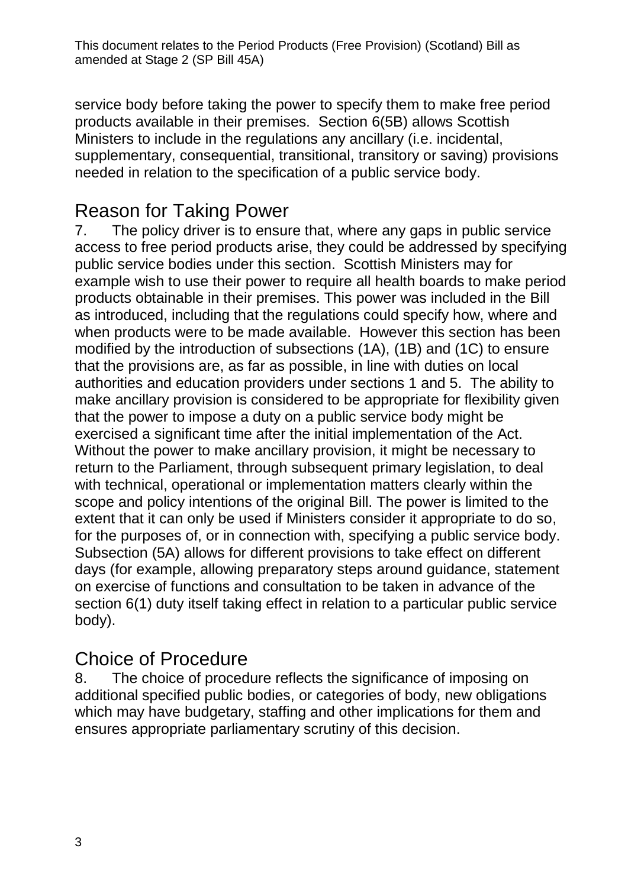service body before taking the power to specify them to make free period products available in their premises. Section 6(5B) allows Scottish Ministers to include in the regulations any ancillary (i.e. incidental, supplementary, consequential, transitional, transitory or saving) provisions needed in relation to the specification of a public service body.

## Reason for Taking Power

7. The policy driver is to ensure that, where any gaps in public service access to free period products arise, they could be addressed by specifying public service bodies under this section. Scottish Ministers may for example wish to use their power to require all health boards to make period products obtainable in their premises. This power was included in the Bill as introduced, including that the regulations could specify how, where and when products were to be made available. However this section has been modified by the introduction of subsections (1A), (1B) and (1C) to ensure that the provisions are, as far as possible, in line with duties on local authorities and education providers under sections 1 and 5. The ability to make ancillary provision is considered to be appropriate for flexibility given that the power to impose a duty on a public service body might be exercised a significant time after the initial implementation of the Act. Without the power to make ancillary provision, it might be necessary to return to the Parliament, through subsequent primary legislation, to deal with technical, operational or implementation matters clearly within the scope and policy intentions of the original Bill. The power is limited to the extent that it can only be used if Ministers consider it appropriate to do so, for the purposes of, or in connection with, specifying a public service body. Subsection (5A) allows for different provisions to take effect on different days (for example, allowing preparatory steps around guidance, statement on exercise of functions and consultation to be taken in advance of the section 6(1) duty itself taking effect in relation to a particular public service body).

## Choice of Procedure

8. The choice of procedure reflects the significance of imposing on additional specified public bodies, or categories of body, new obligations which may have budgetary, staffing and other implications for them and ensures appropriate parliamentary scrutiny of this decision.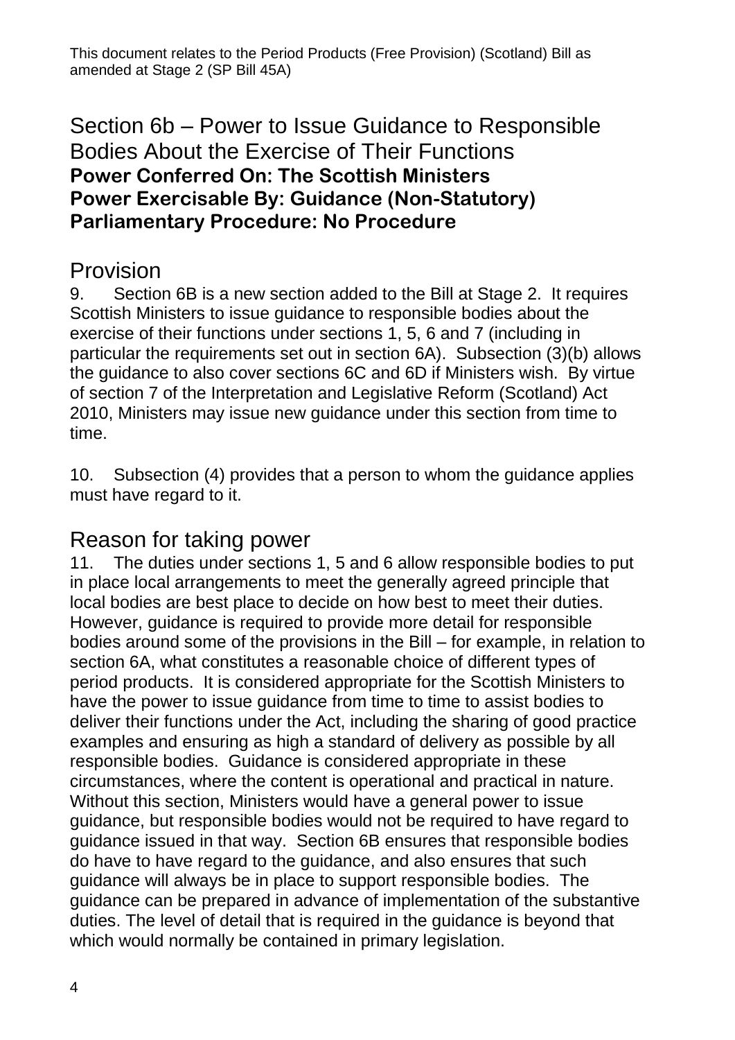## Section 6b – Power to Issue Guidance to Responsible Bodies About the Exercise of Their Functions

**Power Conferred On: The Scottish Ministers**
**Power Exercisable By: Guidance (Non-Statutory)**
**Parliamentary Procedure: No Procedure**

### Provision

9. Section 6B is a new section added to the Bill at Stage 2. It requires Scottish Ministers to issue guidance to responsible bodies about the exercise of their functions under sections 1, 5, 6 and 7 (including in particular the requirements set out in section 6A). Subsection (3)(b) allows the guidance to also cover sections 6C and 6D if Ministers wish. By virtue of section 7 of the Interpretation and Legislative Reform (Scotland) Act 2010, Ministers may issue new guidance under this section from time to time.

10. Subsection (4) provides that a person to whom the guidance applies must have regard to it.

### Reason for taking power

11. The duties under sections 1, 5 and 6 allow responsible bodies to put in place local arrangements to meet the generally agreed principle that local bodies are best place to decide on how best to meet their duties. However, guidance is required to provide more detail for responsible bodies around some of the provisions in the Bill – for example, in relation to section 6A, what constitutes a reasonable choice of different types of period products. It is considered appropriate for the Scottish Ministers to have the power to issue guidance from time to time to assist bodies to deliver their functions under the Act, including the sharing of good practice examples and ensuring as high a standard of delivery as possible by all responsible bodies. Guidance is considered appropriate in these circumstances, where the content is operational and practical in nature. Without this section, Ministers would have a general power to issue guidance, but responsible bodies would not be required to have regard to guidance issued in that way. Section 6B ensures that responsible bodies do have to have regard to the guidance, and also ensures that such guidance will always be in place to support responsible bodies. The guidance can be prepared in advance of implementation of the substantive duties. The level of detail that is required in the guidance is beyond that which would normally be contained in primary legislation.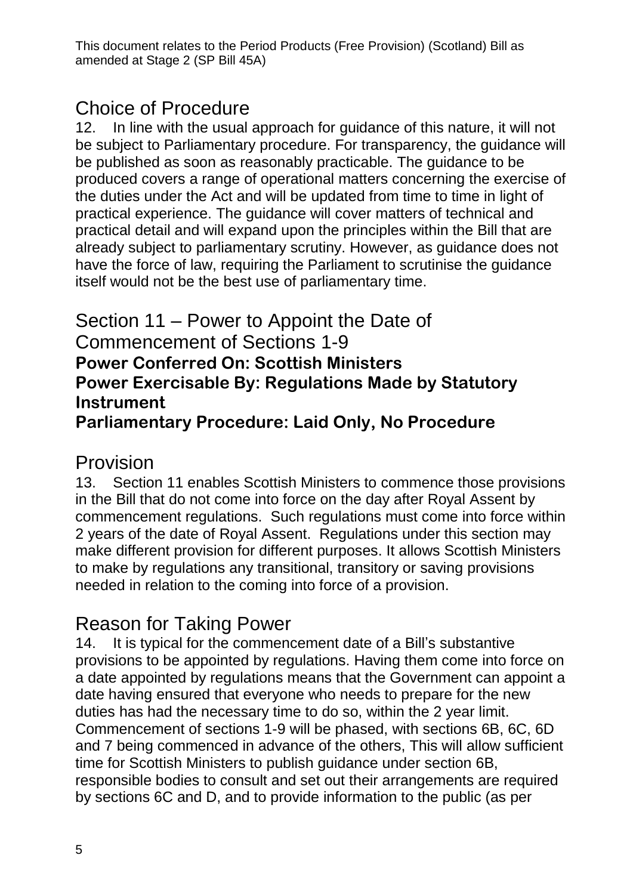## Choice of Procedure

12. In line with the usual approach for guidance of this nature, it will not be subject to Parliamentary procedure. For transparency, the guidance will be published as soon as reasonably practicable. The guidance to be produced covers a range of operational matters concerning the exercise of the duties under the Act and will be updated from time to time in light of practical experience. The guidance will cover matters of technical and practical detail and will expand upon the principles within the Bill that are already subject to parliamentary scrutiny. However, as guidance does not have the force of law, requiring the Parliament to scrutinise the guidance itself would not be the best use of parliamentary time.

## Section 11 – Power to Appoint the Date of Commencement of Sections 1-9

**Power Conferred On: Scottish Ministers**
**Power Exercisable By: Regulations Made by Statutory Instrument**
**Parliamentary Procedure: Laid Only, No Procedure**

## Provision

13. Section 11 enables Scottish Ministers to commence those provisions in the Bill that do not come into force on the day after Royal Assent by commencement regulations. Such regulations must come into force within 2 years of the date of Royal Assent. Regulations under this section may make different provision for different purposes. It allows Scottish Ministers to make by regulations any transitional, transitory or saving provisions needed in relation to the coming into force of a provision.

## Reason for Taking Power

14. It is typical for the commencement date of a Bill's substantive provisions to be appointed by regulations. Having them come into force on a date appointed by regulations means that the Government can appoint a date having ensured that everyone who needs to prepare for the new duties has had the necessary time to do so, within the 2 year limit. Commencement of sections 1-9 will be phased, with sections 6B, 6C, 6D and 7 being commenced in advance of the others, This will allow sufficient time for Scottish Ministers to publish guidance under section 6B, responsible bodies to consult and set out their arrangements are required by sections 6C and D, and to provide information to the public (as per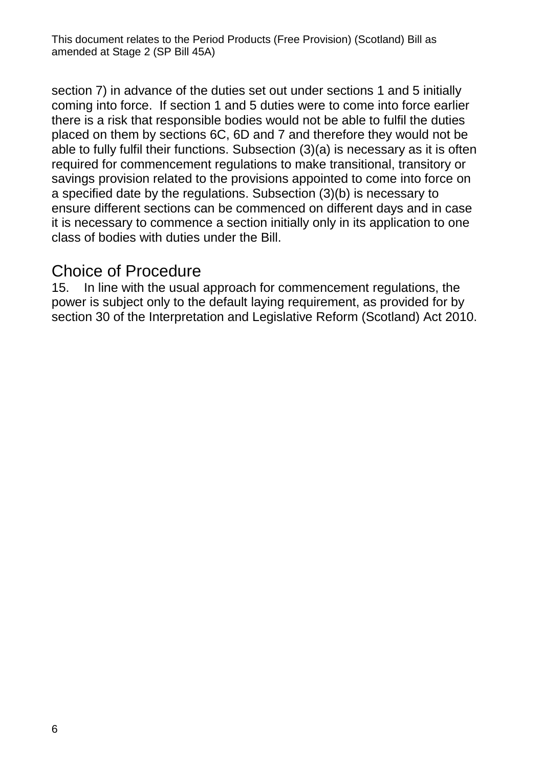section 7) in advance of the duties set out under sections 1 and 5 initially coming into force. If section 1 and 5 duties were to come into force earlier there is a risk that responsible bodies would not be able to fulfil the duties placed on them by sections 6C, 6D and 7 and therefore they would not be able to fully fulfil their functions. Subsection (3)(a) is necessary as it is often required for commencement regulations to make transitional, transitory or savings provision related to the provisions appointed to come into force on a specified date by the regulations. Subsection (3)(b) is necessary to ensure different sections can be commenced on different days and in case it is necessary to commence a section initially only in its application to one class of bodies with duties under the Bill.

## Choice of Procedure

15. In line with the usual approach for commencement regulations, the power is subject only to the default laying requirement, as provided for by section 30 of the Interpretation and Legislative Reform (Scotland) Act 2010.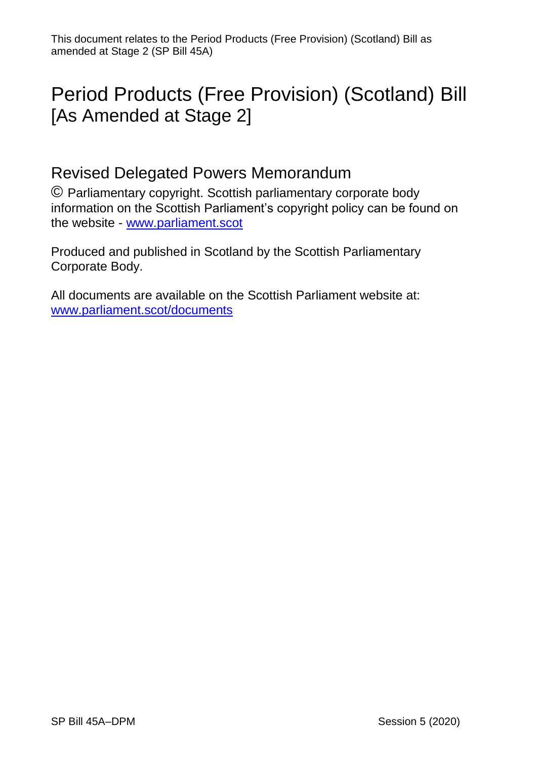This document relates to the Period Products (Free Provision) (Scotland) Bill as amended at Stage 2 (SP Bill 45A)

# Period Products (Free Provision) (Scotland) Bill [As Amended at Stage 2]

## Revised Delegated Powers Memorandum

© Parliamentary copyright. Scottish parliamentary corporate body information on the Scottish Parliament's copyright policy can be found on the website - [www.parliament.scot](www.parliament.scot)

Produced and published in Scotland by the Scottish Parliamentary Corporate Body.

All documents are available on the Scottish Parliament website at: [www.parliament.scot/documents](www.parliament.scot/documents)

SP Bill 45A–DPM Session 5 (2020)